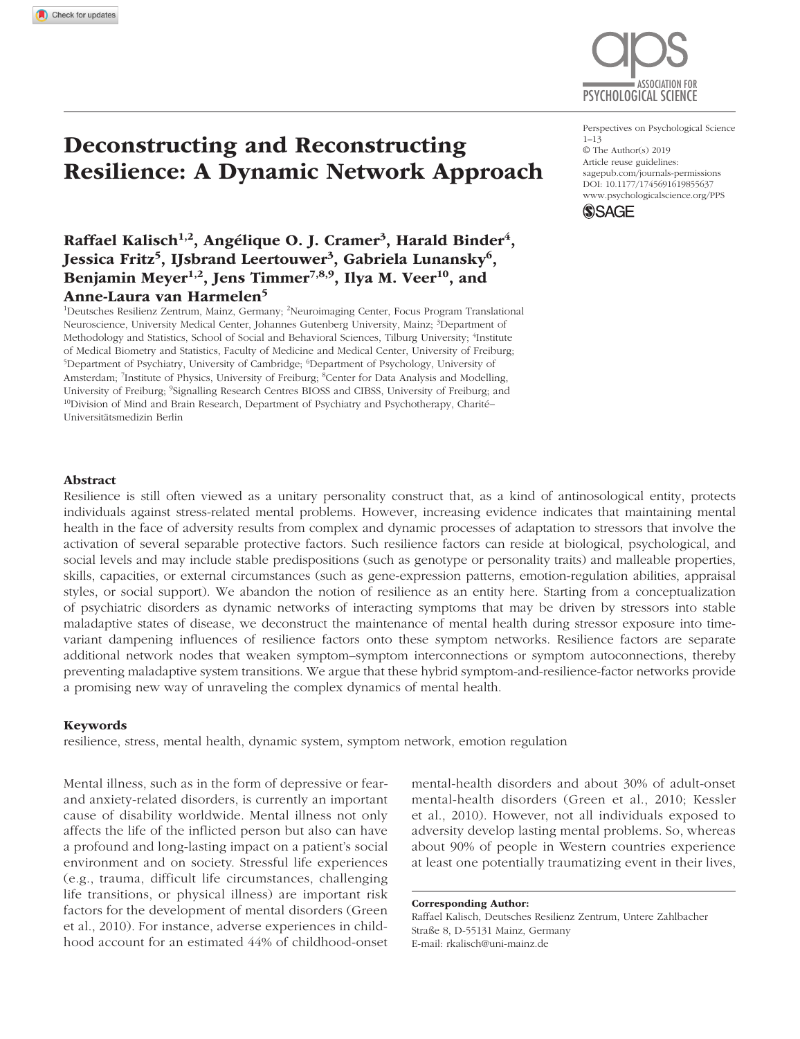# Deconstructing and Reconstructing Resilience: A Dynamic Network Approach

Perspectives on Psychological Science
1–13
© The Author(s) 2019
Article reuse guidelines:
sagepub.com/journals-permissions
DOI: 10.1177/1745691619855637
www.psychologicalscience.org/PPS

**Raffael Kalisch[1,2], Angélique O. J. Cramer[3], Harald Binder[4], Jessica Fritz[5], IJsbrand Leertouwer[3], Gabriela Lunansky[6], Benjamin Meyer[1,2], Jens Timmer[7,8,9], Ilya M. Veer[10], and Anne-Laura van Harmelen[5]**

[1]Deutsches Resilienz Zentrum, Mainz, Germany; [2]Neuroimaging Center, Focus Program Translational Neuroscience, University Medical Center, Johannes Gutenberg University, Mainz; [3]Department of Methodology and Statistics, School of Social and Behavioral Sciences, Tilburg University; [4]Institute of Medical Biometry and Statistics, Faculty of Medicine and Medical Center, University of Freiburg; [5]Department of Psychiatry, University of Cambridge; [6]Department of Psychology, University of Amsterdam; [7]Institute of Physics, University of Freiburg; [8]Center for Data Analysis and Modelling, University of Freiburg; [9]Signalling Research Centres BIOSS and CIBSS, University of Freiburg; and [10]Division of Mind and Brain Research, Department of Psychiatry and Psychotherapy, Charité–Universitätsmedizin Berlin

## Abstract

Resilience is still often viewed as a unitary personality construct that, as a kind of antinosological entity, protects individuals against stress-related mental problems. However, increasing evidence indicates that maintaining mental health in the face of adversity results from complex and dynamic processes of adaptation to stressors that involve the activation of several separable protective factors. Such resilience factors can reside at biological, psychological, and social levels and may include stable predispositions (such as genotype or personality traits) and malleable properties, skills, capacities, or external circumstances (such as gene-expression patterns, emotion-regulation abilities, appraisal styles, or social support). We abandon the notion of resilience as an entity here. Starting from a conceptualization of psychiatric disorders as dynamic networks of interacting symptoms that may be driven by stressors into stable maladaptive states of disease, we deconstruct the maintenance of mental health during stressor exposure into time-variant dampening influences of resilience factors onto these symptom networks. Resilience factors are separate additional network nodes that weaken symptom–symptom interconnections or symptom autoconnections, thereby preventing maladaptive system transitions. We argue that these hybrid symptom-and-resilience-factor networks provide a promising new way of unraveling the complex dynamics of mental health.

### Keywords

resilience, stress, mental health, dynamic system, symptom network, emotion regulation

Mental illness, such as in the form of depressive or fear- and anxiety-related disorders, is currently an important cause of disability worldwide. Mental illness not only affects the life of the inflicted person but also can have a profound and long-lasting impact on a patient's social environment and on society. Stressful life experiences (e.g., trauma, difficult life circumstances, challenging life transitions, or physical illness) are important risk factors for the development of mental disorders (Green et al., 2010). For instance, adverse experiences in childhood account for an estimated 44% of childhood-onset mental-health disorders and about 30% of adult-onset mental-health disorders (Green et al., 2010; Kessler et al., 2010). However, not all individuals exposed to adversity develop lasting mental problems. So, whereas about 90% of people in Western countries experience at least one potentially traumatizing event in their lives,

**Corresponding Author:**
Raffael Kalisch, Deutsches Resilienz Zentrum, Untere Zahlbacher Straße 8, D-55131 Mainz, Germany
E-mail: rkalisch@uni-mainz.de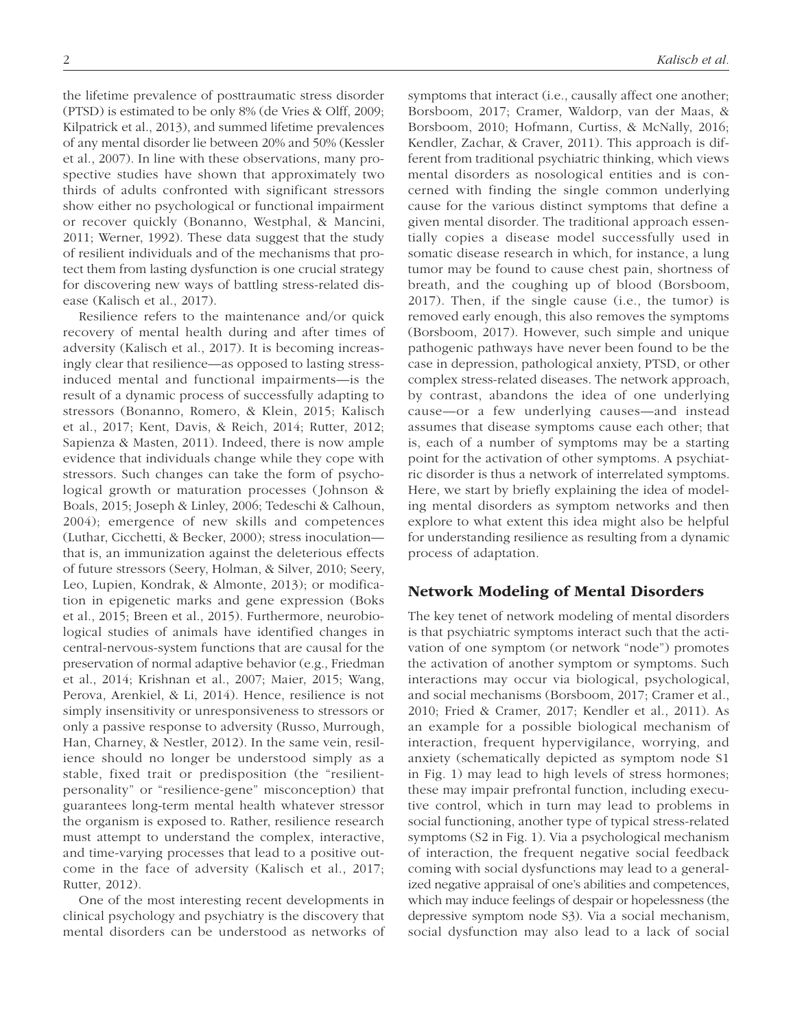the lifetime prevalence of posttraumatic stress disorder (PTSD) is estimated to be only 8% (de Vries & Olff, 2009; Kilpatrick et al., 2013), and summed lifetime prevalences of any mental disorder lie between 20% and 50% (Kessler et al., 2007). In line with these observations, many prospective studies have shown that approximately two thirds of adults confronted with significant stressors show either no psychological or functional impairment or recover quickly (Bonanno, Westphal, & Mancini, 2011; Werner, 1992). These data suggest that the study of resilient individuals and of the mechanisms that protect them from lasting dysfunction is one crucial strategy for discovering new ways of battling stress-related disease (Kalisch et al., 2017).

Resilience refers to the maintenance and/or quick recovery of mental health during and after times of adversity (Kalisch et al., 2017). It is becoming increasingly clear that resilience—as opposed to lasting stress-induced mental and functional impairments—is the result of a dynamic process of successfully adapting to stressors (Bonanno, Romero, & Klein, 2015; Kalisch et al., 2017; Kent, Davis, & Reich, 2014; Rutter, 2012; Sapienza & Masten, 2011). Indeed, there is now ample evidence that individuals change while they cope with stressors. Such changes can take the form of psychological growth or maturation processes (Johnson & Boals, 2015; Joseph & Linley, 2006; Tedeschi & Calhoun, 2004); emergence of new skills and competences (Luthar, Cicchetti, & Becker, 2000); stress inoculation—that is, an immunization against the deleterious effects of future stressors (Seery, Holman, & Silver, 2010; Seery, Leo, Lupien, Kondrak, & Almonte, 2013); or modification in epigenetic marks and gene expression (Boks et al., 2015; Breen et al., 2015). Furthermore, neurobiological studies of animals have identified changes in central-nervous-system functions that are causal for the preservation of normal adaptive behavior (e.g., Friedman et al., 2014; Krishnan et al., 2007; Maier, 2015; Wang, Perova, Arenkiel, & Li, 2014). Hence, resilience is not simply insensitivity or unresponsiveness to stressors or only a passive response to adversity (Russo, Murrough, Han, Charney, & Nestler, 2012). In the same vein, resilience should no longer be understood simply as a stable, fixed trait or predisposition (the "resilient-personality" or "resilience-gene" misconception) that guarantees long-term mental health whatever stressor the organism is exposed to. Rather, resilience research must attempt to understand the complex, interactive, and time-varying processes that lead to a positive outcome in the face of adversity (Kalisch et al., 2017; Rutter, 2012).

One of the most interesting recent developments in clinical psychology and psychiatry is the discovery that mental disorders can be understood as networks of symptoms that interact (i.e., causally affect one another; Borsboom, 2017; Cramer, Waldorp, van der Maas, & Borsboom, 2010; Hofmann, Curtiss, & McNally, 2016; Kendler, Zachar, & Craver, 2011). This approach is different from traditional psychiatric thinking, which views mental disorders as nosological entities and is concerned with finding the single common underlying cause for the various distinct symptoms that define a given mental disorder. The traditional approach essentially copies a disease model successfully used in somatic disease research in which, for instance, a lung tumor may be found to cause chest pain, shortness of breath, and the coughing up of blood (Borsboom, 2017). Then, if the single cause (i.e., the tumor) is removed early enough, this also removes the symptoms (Borsboom, 2017). However, such simple and unique pathogenic pathways have never been found to be the case in depression, pathological anxiety, PTSD, or other complex stress-related diseases. The network approach, by contrast, abandons the idea of one underlying cause—or a few underlying causes—and instead assumes that disease symptoms cause each other; that is, each of a number of symptoms may be a starting point for the activation of other symptoms. A psychiatric disorder is thus a network of interrelated symptoms. Here, we start by briefly explaining the idea of modeling mental disorders as symptom networks and then explore to what extent this idea might also be helpful for understanding resilience as resulting from a dynamic process of adaptation.

## Network Modeling of Mental Disorders

The key tenet of network modeling of mental disorders is that psychiatric symptoms interact such that the activation of one symptom (or network "node") promotes the activation of another symptom or symptoms. Such interactions may occur via biological, psychological, and social mechanisms (Borsboom, 2017; Cramer et al., 2010; Fried & Cramer, 2017; Kendler et al., 2011). As an example for a possible biological mechanism of interaction, frequent hypervigilance, worrying, and anxiety (schematically depicted as symptom node S1 in Fig. 1) may lead to high levels of stress hormones; these may impair prefrontal function, including executive control, which in turn may lead to problems in social functioning, another type of typical stress-related symptoms (S2 in Fig. 1). Via a psychological mechanism of interaction, the frequent negative social feedback coming with social dysfunctions may lead to a generalized negative appraisal of one's abilities and competences, which may induce feelings of despair or hopelessness (the depressive symptom node S3). Via a social mechanism, social dysfunction may also lead to a lack of social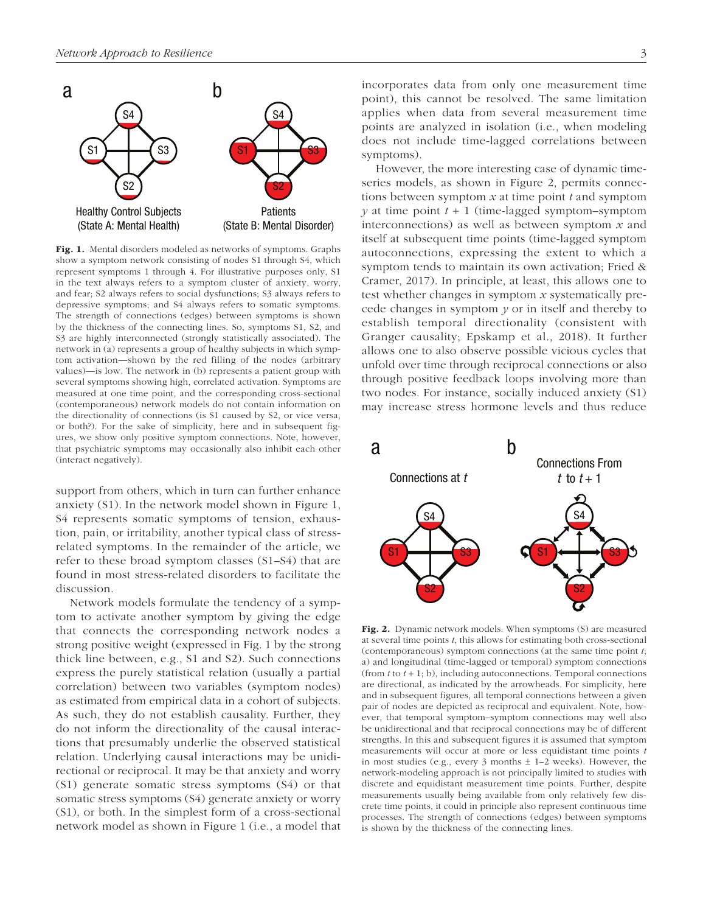a — Healthy Control Subjects (State A: Mental Health)

b — Patients (State B: Mental Disorder)

**Fig. 1.** Mental disorders modeled as networks of symptoms. Graphs show a symptom network consisting of nodes S1 through S4, which represent symptoms 1 through 4. For illustrative purposes only, S1 in the text always refers to a symptom cluster of anxiety, worry, and fear; S2 always refers to social dysfunctions; S3 always refers to depressive symptoms; and S4 always refers to somatic symptoms. The strength of connections (edges) between symptoms is shown by the thickness of the connecting lines. So, symptoms S1, S2, and S3 are highly interconnected (strongly statistically associated). The network in (a) represents a group of healthy subjects in which symptom activation—shown by the red filling of the nodes (arbitrary values)—is low. The network in (b) represents a patient group with several symptoms showing high, correlated activation. Symptoms are measured at one time point, and the corresponding cross-sectional (contemporaneous) network models do not contain information on the directionality of connections (is S1 caused by S2, or vice versa, or both?). For the sake of simplicity, here and in subsequent figures, we show only positive symptom connections. Note, however, that psychiatric symptoms may occasionally also inhibit each other (interact negatively).

support from others, which in turn can further enhance anxiety (S1). In the network model shown in Figure 1, S4 represents somatic symptoms of tension, exhaustion, pain, or irritability, another typical class of stress-related symptoms. In the remainder of the article, we refer to these broad symptom classes (S1–S4) that are found in most stress-related disorders to facilitate the discussion.

Network models formulate the tendency of a symptom to activate another symptom by giving the edge that connects the corresponding network nodes a strong positive weight (expressed in Fig. 1 by the strong thick line between, e.g., S1 and S2). Such connections express the purely statistical relation (usually a partial correlation) between two variables (symptom nodes) as estimated from empirical data in a cohort of subjects. As such, they do not establish causality. Further, they do not inform the directionality of the causal interactions that presumably underlie the observed statistical relation. Underlying causal interactions may be unidirectional or reciprocal. It may be that anxiety and worry (S1) generate somatic stress symptoms (S4) or that somatic stress symptoms (S4) generate anxiety or worry (S1), or both. In the simplest form of a cross-sectional network model as shown in Figure 1 (i.e., a model that incorporates data from only one measurement time point), this cannot be resolved. The same limitation applies when data from several measurement time points are analyzed in isolation (i.e., when modeling does not include time-lagged correlations between symptoms).

However, the more interesting case of dynamic time-series models, as shown in Figure 2, permits connections between symptom $x$ at time point $t$ and symptom $y$ at time point $t + 1$ (time-lagged symptom–symptom interconnections) as well as between symptom $x$ and itself at subsequent time points (time-lagged symptom autoconnections, expressing the extent to which a symptom tends to maintain its own activation; Fried & Cramer, 2017). In principle, at least, this allows one to test whether changes in symptom $x$ systematically precede changes in symptom $y$ or in itself and thereby to establish temporal directionality (consistent with Granger causality; Epskamp et al., 2018). It further allows one to also observe possible vicious cycles that unfold over time through reciprocal connections or also through positive feedback loops involving more than two nodes. For instance, socially induced anxiety (S1) may increase stress hormone levels and thus reduce

a — Connections at $t$

b — Connections From $t$ to $t + 1$

**Fig. 2.** Dynamic network models. When symptoms (S) are measured at several time points $t$, this allows for estimating both cross-sectional (contemporaneous) symptom connections (at the same time point $t$; a) and longitudinal (time-lagged or temporal) symptom connections (from $t$ to $t + 1$; b), including autoconnections. Temporal connections are directional, as indicated by the arrowheads. For simplicity, here and in subsequent figures, all temporal connections between a given pair of nodes are depicted as reciprocal and equivalent. Note, however, that temporal symptom–symptom connections may well also be unidirectional and that reciprocal connections may be of different strengths. In this and subsequent figures it is assumed that symptom measurements will occur at more or less equidistant time points $t$ in most studies (e.g., every 3 months ± 1–2 weeks). However, the network-modeling approach is not principally limited to studies with discrete and equidistant measurement time points. Further, despite measurements usually being available from only relatively few discrete time points, it could in principle also represent continuous time processes. The strength of connections (edges) between symptoms is shown by the thickness of the connecting lines.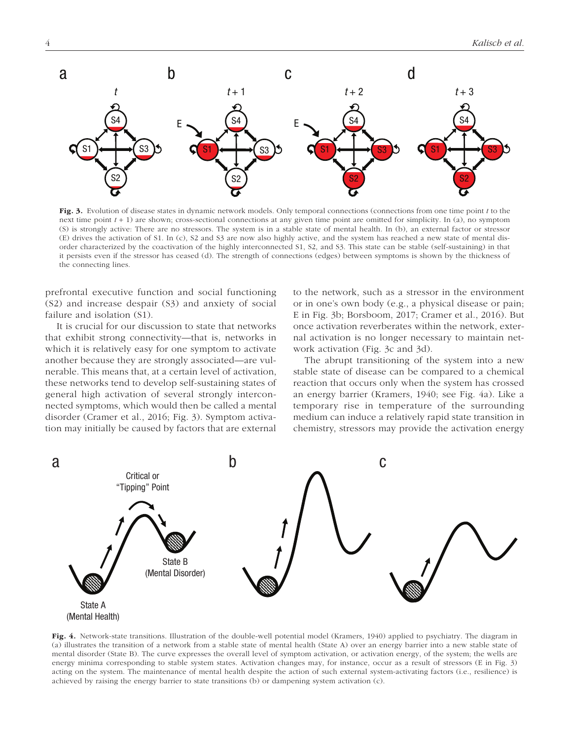**Fig. 3.** Evolution of disease states in dynamic network models. Only temporal connections (connections from one time point $t$ to the next time point $t + 1$) are shown; cross-sectional connections at any given time point are omitted for simplicity. In (a), no symptom (S) is strongly active: There are no stressors. The system is in a stable state of mental health. In (b), an external factor or stressor (E) drives the activation of S1. In (c), S2 and S3 are now also highly active, and the system has reached a new state of mental disorder characterized by the coactivation of the highly interconnected S1, S2, and S3. This state can be stable (self-sustaining) in that it persists even if the stressor has ceased (d). The strength of connections (edges) between symptoms is shown by the thickness of the connecting lines.

prefrontal executive function and social functioning (S2) and increase despair (S3) and anxiety of social failure and isolation (S1).

It is crucial for our discussion to state that networks that exhibit strong connectivity—that is, networks in which it is relatively easy for one symptom to activate another because they are strongly associated—are vulnerable. This means that, at a certain level of activation, these networks tend to develop self-sustaining states of general high activation of several strongly interconnected symptoms, which would then be called a mental disorder (Cramer et al., 2016; Fig. 3). Symptom activation may initially be caused by factors that are external to the network, such as a stressor in the environment or in one's own body (e.g., a physical disease or pain; E in Fig. 3b; Borsboom, 2017; Cramer et al., 2016). But once activation reverberates within the network, external activation is no longer necessary to maintain network activation (Fig. 3c and 3d).

The abrupt transitioning of the system into a new stable state of disease can be compared to a chemical reaction that occurs only when the system has crossed an energy barrier (Kramers, 1940; see Fig. 4a). Like a temporary rise in temperature of the surrounding medium can induce a relatively rapid state transition in chemistry, stressors may provide the activation energy

**Fig. 4.** Network-state transitions. Illustration of the double-well potential model (Kramers, 1940) applied to psychiatry. The diagram in (a) illustrates the transition of a network from a stable state of mental health (State A) over an energy barrier into a new stable state of mental disorder (State B). The curve expresses the overall level of symptom activation, or activation energy, of the system; the wells are energy minima corresponding to stable system states. Activation changes may, for instance, occur as a result of stressors (E in Fig. 3) acting on the system. The maintenance of mental health despite the action of such external system-activating factors (i.e., resilience) is achieved by raising the energy barrier to state transitions (b) or dampening system activation (c).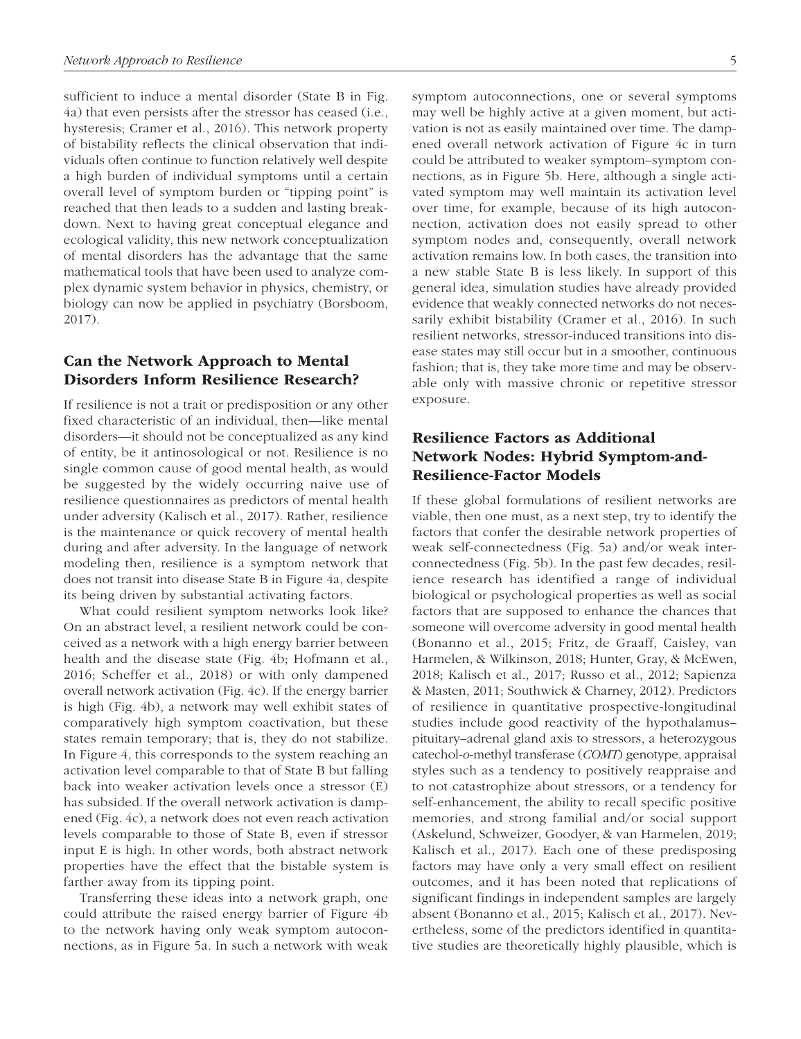sufficient to induce a mental disorder (State B in Fig. 4a) that even persists after the stressor has ceased (i.e., hysteresis; Cramer et al., 2016). This network property of bistability reflects the clinical observation that individuals often continue to function relatively well despite a high burden of individual symptoms until a certain overall level of symptom burden or "tipping point" is reached that then leads to a sudden and lasting breakdown. Next to having great conceptual elegance and ecological validity, this new network conceptualization of mental disorders has the advantage that the same mathematical tools that have been used to analyze complex dynamic system behavior in physics, chemistry, or biology can now be applied in psychiatry (Borsboom, 2017).

## Can the Network Approach to Mental Disorders Inform Resilience Research?

If resilience is not a trait or predisposition or any other fixed characteristic of an individual, then—like mental disorders—it should not be conceptualized as any kind of entity, be it antinosological or not. Resilience is no single common cause of good mental health, as would be suggested by the widely occurring naive use of resilience questionnaires as predictors of mental health under adversity (Kalisch et al., 2017). Rather, resilience is the maintenance or quick recovery of mental health during and after adversity. In the language of network modeling then, resilience is a symptom network that does not transit into disease State B in Figure 4a, despite its being driven by substantial activating factors.

What could resilient symptom networks look like? On an abstract level, a resilient network could be conceived as a network with a high energy barrier between health and the disease state (Fig. 4b; Hofmann et al., 2016; Scheffer et al., 2018) or with only dampened overall network activation (Fig. 4c). If the energy barrier is high (Fig. 4b), a network may well exhibit states of comparatively high symptom coactivation, but these states remain temporary; that is, they do not stabilize. In Figure 4, this corresponds to the system reaching an activation level comparable to that of State B but falling back into weaker activation levels once a stressor (E) has subsided. If the overall network activation is dampened (Fig. 4c), a network does not even reach activation levels comparable to those of State B, even if stressor input E is high. In other words, both abstract network properties have the effect that the bistable system is farther away from its tipping point.

Transferring these ideas into a network graph, one could attribute the raised energy barrier of Figure 4b to the network having only weak symptom autoconnections, as in Figure 5a. In such a network with weak symptom autoconnections, one or several symptoms may well be highly active at a given moment, but activation is not as easily maintained over time. The dampened overall network activation of Figure 4c in turn could be attributed to weaker symptom–symptom connections, as in Figure 5b. Here, although a single activated symptom may well maintain its activation level over time, for example, because of its high autoconnection, activation does not easily spread to other symptom nodes and, consequently, overall network activation remains low. In both cases, the transition into a new stable State B is less likely. In support of this general idea, simulation studies have already provided evidence that weakly connected networks do not necessarily exhibit bistability (Cramer et al., 2016). In such resilient networks, stressor-induced transitions into disease states may still occur but in a smoother, continuous fashion; that is, they take more time and may be observable only with massive chronic or repetitive stressor exposure.

## Resilience Factors as Additional Network Nodes: Hybrid Symptom-and-Resilience-Factor Models

If these global formulations of resilient networks are viable, then one must, as a next step, try to identify the factors that confer the desirable network properties of weak self-connectedness (Fig. 5a) and/or weak interconnectedness (Fig. 5b). In the past few decades, resilience research has identified a range of individual biological or psychological properties as well as social factors that are supposed to enhance the chances that someone will overcome adversity in good mental health (Bonanno et al., 2015; Fritz, de Graaff, Caisley, van Harmelen, & Wilkinson, 2018; Hunter, Gray, & McEwen, 2018; Kalisch et al., 2017; Russo et al., 2012; Sapienza & Masten, 2011; Southwick & Charney, 2012). Predictors of resilience in quantitative prospective-longitudinal studies include good reactivity of the hypothalamus–pituitary–adrenal gland axis to stressors, a heterozygous catechol-*o*-methyl transferase (*COMT*) genotype, appraisal styles such as a tendency to positively reappraise and to not catastrophize about stressors, or a tendency for self-enhancement, the ability to recall specific positive memories, and strong familial and/or social support (Askelund, Schweizer, Goodyer, & van Harmelen, 2019; Kalisch et al., 2017). Each one of these predisposing factors may have only a very small effect on resilient outcomes, and it has been noted that replications of significant findings in independent samples are largely absent (Bonanno et al., 2015; Kalisch et al., 2017). Nevertheless, some of the predictors identified in quantitative studies are theoretically highly plausible, which is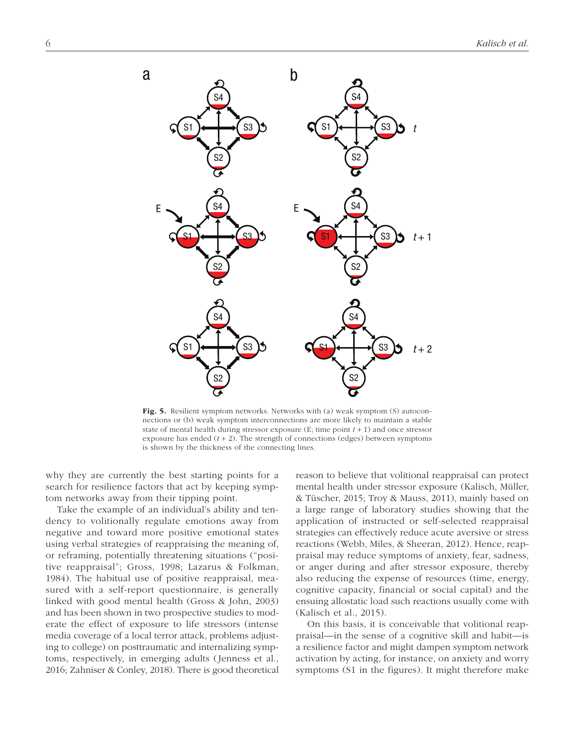Fig. 5. Resilient symptom networks. Networks with (a) weak symptom (S) autoconnections or (b) weak symptom interconnections are more likely to maintain a stable state of mental health during stressor exposure (E; time point $t + 1$) and once stressor exposure has ended ($t + 2$). The strength of connections (edges) between symptoms is shown by the thickness of the connecting lines.

why they are currently the best starting points for a search for resilience factors that act by keeping symptom networks away from their tipping point.

Take the example of an individual's ability and tendency to volitionally regulate emotions away from negative and toward more positive emotional states using verbal strategies of reappraising the meaning of, or reframing, potentially threatening situations ("positive reappraisal"; Gross, 1998; Lazarus & Folkman, 1984). The habitual use of positive reappraisal, measured with a self-report questionnaire, is generally linked with good mental health (Gross & John, 2003) and has been shown in two prospective studies to moderate the effect of exposure to life stressors (intense media coverage of a local terror attack, problems adjusting to college) on posttraumatic and internalizing symptoms, respectively, in emerging adults (Jenness et al., 2016; Zahniser & Conley, 2018). There is good theoretical reason to believe that volitional reappraisal can protect mental health under stressor exposure (Kalisch, Müller, & Tüscher, 2015; Troy & Mauss, 2011), mainly based on a large range of laboratory studies showing that the application of instructed or self-selected reappraisal strategies can effectively reduce acute aversive or stress reactions (Webb, Miles, & Sheeran, 2012). Hence, reappraisal may reduce symptoms of anxiety, fear, sadness, or anger during and after stressor exposure, thereby also reducing the expense of resources (time, energy, cognitive capacity, financial or social capital) and the ensuing allostatic load such reactions usually come with (Kalisch et al., 2015).

On this basis, it is conceivable that volitional reappraisal—in the sense of a cognitive skill and habit—is a resilience factor and might dampen symptom network activation by acting, for instance, on anxiety and worry symptoms (S1 in the figures). It might therefore make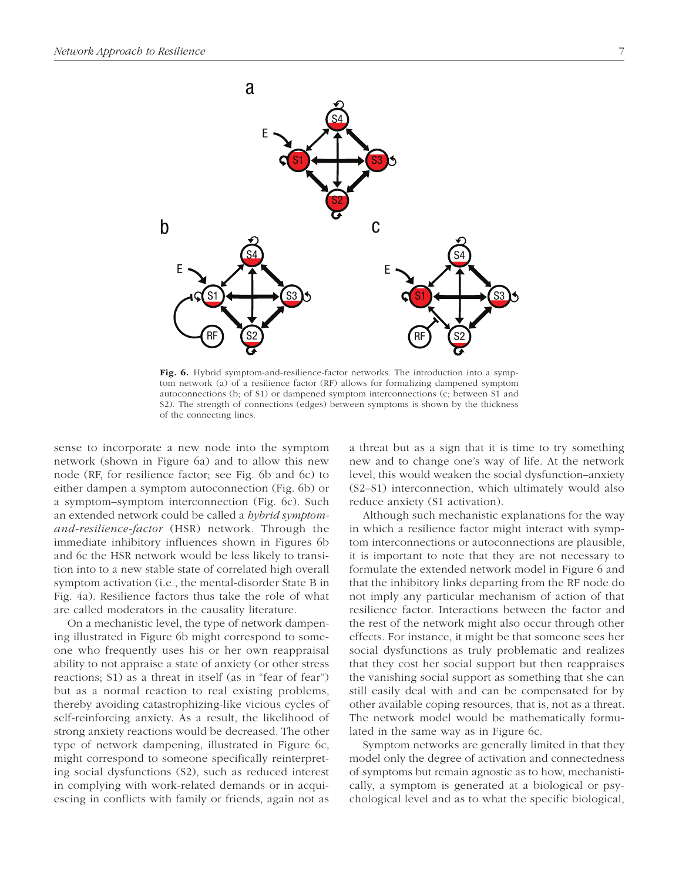**Fig. 6.** Hybrid symptom-and-resilience-factor networks. The introduction into a symptom network (a) of a resilience factor (RF) allows for formalizing dampened symptom autoconnections (b; of S1) or dampened symptom interconnections (c; between S1 and S2). The strength of connections (edges) between symptoms is shown by the thickness of the connecting lines.

sense to incorporate a new node into the symptom network (shown in Figure 6a) and to allow this new node (RF, for resilience factor; see Fig. 6b and 6c) to either dampen a symptom autoconnection (Fig. 6b) or a symptom–symptom interconnection (Fig. 6c). Such an extended network could be called a *hybrid symptom-and-resilience-factor* (HSR) network. Through the immediate inhibitory influences shown in Figures 6b and 6c the HSR network would be less likely to transition into to a new stable state of correlated high overall symptom activation (i.e., the mental-disorder State B in Fig. 4a). Resilience factors thus take the role of what are called moderators in the causality literature.

On a mechanistic level, the type of network dampening illustrated in Figure 6b might correspond to someone who frequently uses his or her own reappraisal ability to not appraise a state of anxiety (or other stress reactions; S1) as a threat in itself (as in "fear of fear") but as a normal reaction to real existing problems, thereby avoiding catastrophizing-like vicious cycles of self-reinforcing anxiety. As a result, the likelihood of strong anxiety reactions would be decreased. The other type of network dampening, illustrated in Figure 6c, might correspond to someone specifically reinterpreting social dysfunctions (S2), such as reduced interest in complying with work-related demands or in acquiescing in conflicts with family or friends, again not as a threat but as a sign that it is time to try something new and to change one's way of life. At the network level, this would weaken the social dysfunction–anxiety (S2–S1) interconnection, which ultimately would also reduce anxiety (S1 activation).

Although such mechanistic explanations for the way in which a resilience factor might interact with symptom interconnections or autoconnections are plausible, it is important to note that they are not necessary to formulate the extended network model in Figure 6 and that the inhibitory links departing from the RF node do not imply any particular mechanism of action of that resilience factor. Interactions between the factor and the rest of the network might also occur through other effects. For instance, it might be that someone sees her social dysfunctions as truly problematic and realizes that they cost her social support but then reappraises the vanishing social support as something that she can still easily deal with and can be compensated for by other available coping resources, that is, not as a threat. The network model would be mathematically formulated in the same way as in Figure 6c.

Symptom networks are generally limited in that they model only the degree of activation and connectedness of symptoms but remain agnostic as to how, mechanistically, a symptom is generated at a biological or psychological level and as to what the specific biological,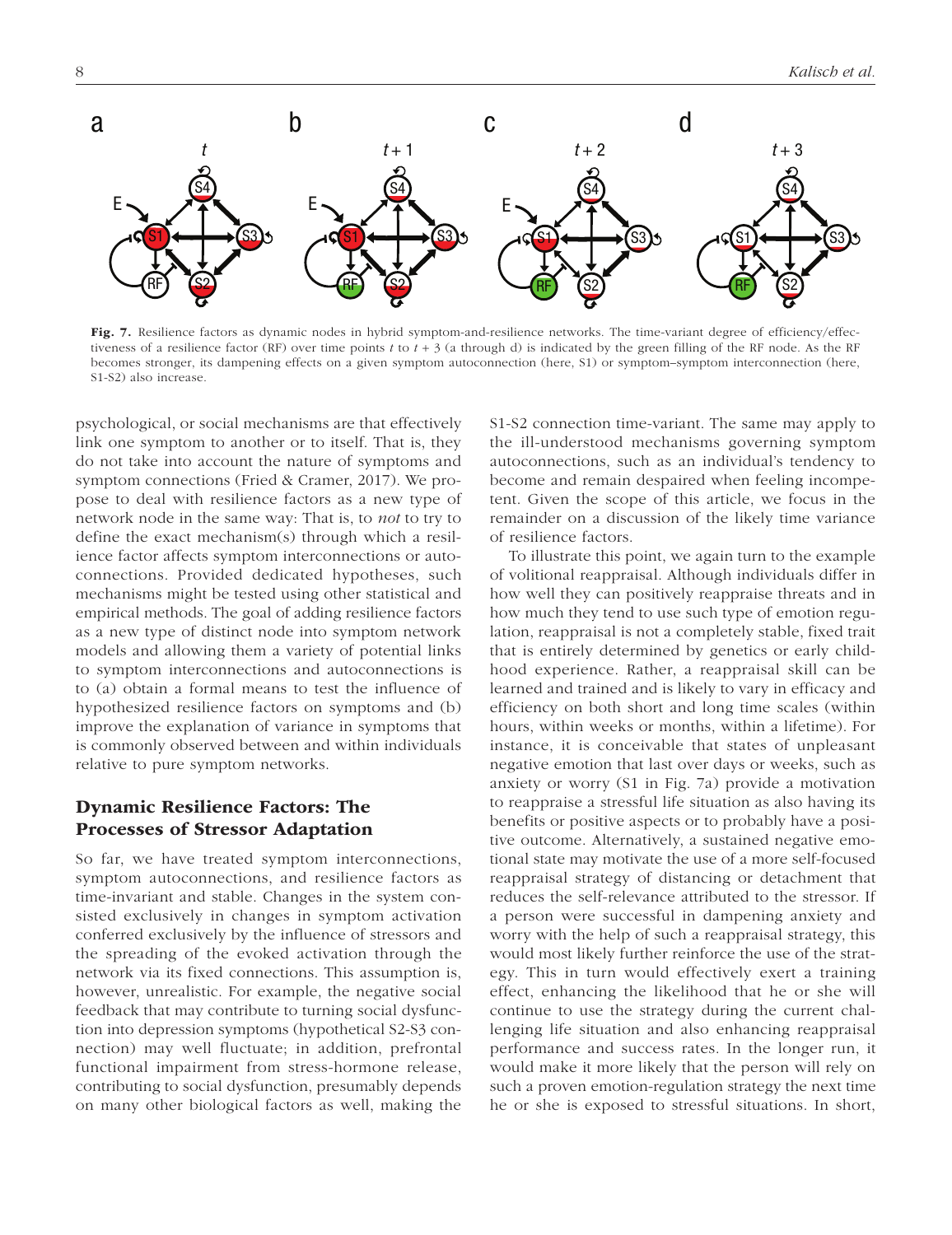a

$t$

b

$t+1$

c

$t+2$

d

$t+3$

E

S1

S2

S3

S4

RF

**Fig. 7.** Resilience factors as dynamic nodes in hybrid symptom-and-resilience networks. The time-variant degree of efficiency/effectiveness of a resilience factor (RF) over time points $t$ to $t + 3$ (a through d) is indicated by the green filling of the RF node. As the RF becomes stronger, its dampening effects on a given symptom autoconnection (here, S1) or symptom–symptom interconnection (here, S1-S2) also increase.

psychological, or social mechanisms are that effectively link one symptom to another or to itself. That is, they do not take into account the nature of symptoms and symptom connections (Fried & Cramer, 2017). We propose to deal with resilience factors as a new type of network node in the same way: That is, to *not* to try to define the exact mechanism(s) through which a resilience factor affects symptom interconnections or autoconnections. Provided dedicated hypotheses, such mechanisms might be tested using other statistical and empirical methods. The goal of adding resilience factors as a new type of distinct node into symptom network models and allowing them a variety of potential links to symptom interconnections and autoconnections is to (a) obtain a formal means to test the influence of hypothesized resilience factors on symptoms and (b) improve the explanation of variance in symptoms that is commonly observed between and within individuals relative to pure symptom networks.

## Dynamic Resilience Factors: The Processes of Stressor Adaptation

So far, we have treated symptom interconnections, symptom autoconnections, and resilience factors as time-invariant and stable. Changes in the system consisted exclusively in changes in symptom activation conferred exclusively by the influence of stressors and the spreading of the evoked activation through the network via its fixed connections. This assumption is, however, unrealistic. For example, the negative social feedback that may contribute to turning social dysfunction into depression symptoms (hypothetical S2-S3 connection) may well fluctuate; in addition, prefrontal functional impairment from stress-hormone release, contributing to social dysfunction, presumably depends on many other biological factors as well, making the S1-S2 connection time-variant. The same may apply to the ill-understood mechanisms governing symptom autoconnections, such as an individual's tendency to become and remain despaired when feeling incompetent. Given the scope of this article, we focus in the remainder on a discussion of the likely time variance of resilience factors.

To illustrate this point, we again turn to the example of volitional reappraisal. Although individuals differ in how well they can positively reappraise threats and in how much they tend to use such type of emotion regulation, reappraisal is not a completely stable, fixed trait that is entirely determined by genetics or early childhood experience. Rather, a reappraisal skill can be learned and trained and is likely to vary in efficacy and efficiency on both short and long time scales (within hours, within weeks or months, within a lifetime). For instance, it is conceivable that states of unpleasant negative emotion that last over days or weeks, such as anxiety or worry (S1 in Fig. 7a) provide a motivation to reappraise a stressful life situation as also having its benefits or positive aspects or to probably have a positive outcome. Alternatively, a sustained negative emotional state may motivate the use of a more self-focused reappraisal strategy of distancing or detachment that reduces the self-relevance attributed to the stressor. If a person were successful in dampening anxiety and worry with the help of such a reappraisal strategy, this would most likely further reinforce the use of the strategy. This in turn would effectively exert a training effect, enhancing the likelihood that he or she will continue to use the strategy during the current challenging life situation and also enhancing reappraisal performance and success rates. In the longer run, it would make it more likely that the person will rely on such a proven emotion-regulation strategy the next time he or she is exposed to stressful situations. In short,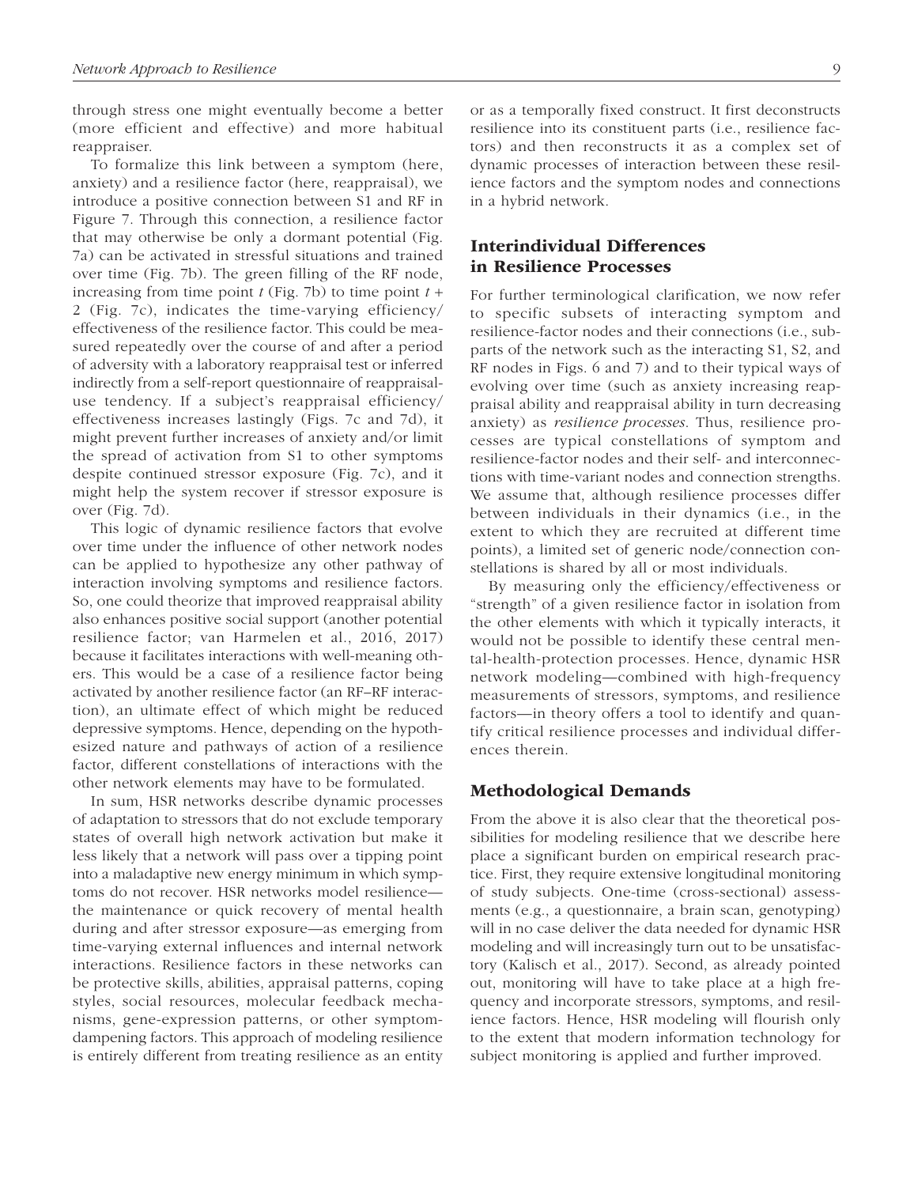through stress one might eventually become a better (more efficient and effective) and more habitual reappraiser.

To formalize this link between a symptom (here, anxiety) and a resilience factor (here, reappraisal), we introduce a positive connection between S1 and RF in Figure 7. Through this connection, a resilience factor that may otherwise be only a dormant potential (Fig. 7a) can be activated in stressful situations and trained over time (Fig. 7b). The green filling of the RF node, increasing from time point $t$ (Fig. 7b) to time point $t$ + 2 (Fig. 7c), indicates the time-varying efficiency/effectiveness of the resilience factor. This could be measured repeatedly over the course of and after a period of adversity with a laboratory reappraisal test or inferred indirectly from a self-report questionnaire of reappraisal-use tendency. If a subject's reappraisal efficiency/effectiveness increases lastingly (Figs. 7c and 7d), it might prevent further increases of anxiety and/or limit the spread of activation from S1 to other symptoms despite continued stressor exposure (Fig. 7c), and it might help the system recover if stressor exposure is over (Fig. 7d).

This logic of dynamic resilience factors that evolve over time under the influence of other network nodes can be applied to hypothesize any other pathway of interaction involving symptoms and resilience factors. So, one could theorize that improved reappraisal ability also enhances positive social support (another potential resilience factor; van Harmelen et al., 2016, 2017) because it facilitates interactions with well-meaning others. This would be a case of a resilience factor being activated by another resilience factor (an RF–RF interaction), an ultimate effect of which might be reduced depressive symptoms. Hence, depending on the hypothesized nature and pathways of action of a resilience factor, different constellations of interactions with the other network elements may have to be formulated.

In sum, HSR networks describe dynamic processes of adaptation to stressors that do not exclude temporary states of overall high network activation but make it less likely that a network will pass over a tipping point into a maladaptive new energy minimum in which symptoms do not recover. HSR networks model resilience—the maintenance or quick recovery of mental health during and after stressor exposure—as emerging from time-varying external influences and internal network interactions. Resilience factors in these networks can be protective skills, abilities, appraisal patterns, coping styles, social resources, molecular feedback mechanisms, gene-expression patterns, or other symptom-dampening factors. This approach of modeling resilience is entirely different from treating resilience as an entity or as a temporally fixed construct. It first deconstructs resilience into its constituent parts (i.e., resilience factors) and then reconstructs it as a complex set of dynamic processes of interaction between these resilience factors and the symptom nodes and connections in a hybrid network.

## Interindividual Differences in Resilience Processes

For further terminological clarification, we now refer to specific subsets of interacting symptom and resilience-factor nodes and their connections (i.e., subparts of the network such as the interacting S1, S2, and RF nodes in Figs. 6 and 7) and to their typical ways of evolving over time (such as anxiety increasing reappraisal ability and reappraisal ability in turn decreasing anxiety) as *resilience processes*. Thus, resilience processes are typical constellations of symptom and resilience-factor nodes and their self- and interconnections with time-variant nodes and connection strengths. We assume that, although resilience processes differ between individuals in their dynamics (i.e., in the extent to which they are recruited at different time points), a limited set of generic node/connection constellations is shared by all or most individuals.

By measuring only the efficiency/effectiveness or "strength" of a given resilience factor in isolation from the other elements with which it typically interacts, it would not be possible to identify these central mental-health-protection processes. Hence, dynamic HSR network modeling—combined with high-frequency measurements of stressors, symptoms, and resilience factors—in theory offers a tool to identify and quantify critical resilience processes and individual differences therein.

## Methodological Demands

From the above it is also clear that the theoretical possibilities for modeling resilience that we describe here place a significant burden on empirical research practice. First, they require extensive longitudinal monitoring of study subjects. One-time (cross-sectional) assessments (e.g., a questionnaire, a brain scan, genotyping) will in no case deliver the data needed for dynamic HSR modeling and will increasingly turn out to be unsatisfactory (Kalisch et al., 2017). Second, as already pointed out, monitoring will have to take place at a high frequency and incorporate stressors, symptoms, and resilience factors. Hence, HSR modeling will flourish only to the extent that modern information technology for subject monitoring is applied and further improved.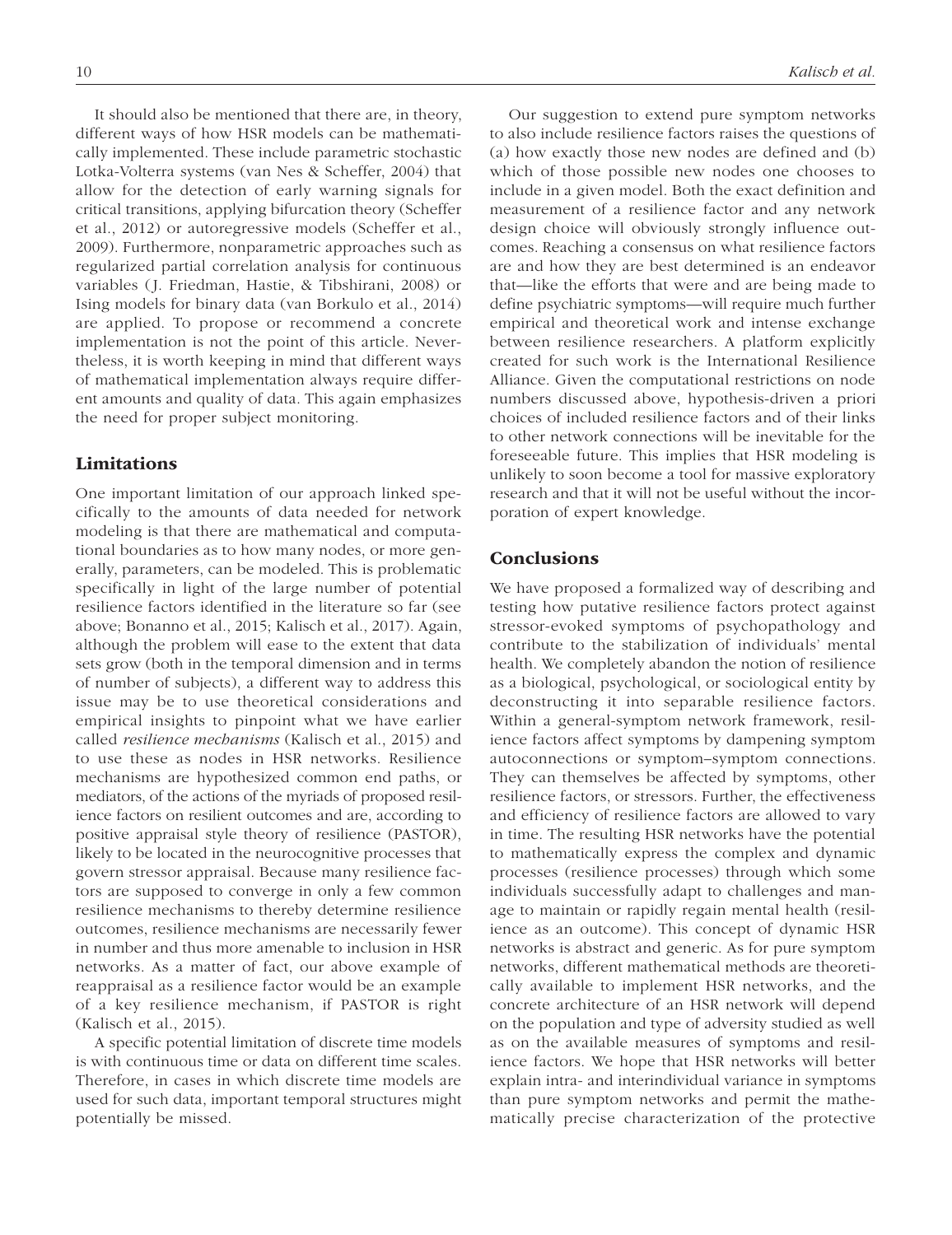It should also be mentioned that there are, in theory, different ways of how HSR models can be mathematically implemented. These include parametric stochastic Lotka-Volterra systems (van Nes & Scheffer, 2004) that allow for the detection of early warning signals for critical transitions, applying bifurcation theory (Scheffer et al., 2012) or autoregressive models (Scheffer et al., 2009). Furthermore, nonparametric approaches such as regularized partial correlation analysis for continuous variables (J. Friedman, Hastie, & Tibshirani, 2008) or Ising models for binary data (van Borkulo et al., 2014) are applied. To propose or recommend a concrete implementation is not the point of this article. Nevertheless, it is worth keeping in mind that different ways of mathematical implementation always require different amounts and quality of data. This again emphasizes the need for proper subject monitoring.

## Limitations

One important limitation of our approach linked specifically to the amounts of data needed for network modeling is that there are mathematical and computational boundaries as to how many nodes, or more generally, parameters, can be modeled. This is problematic specifically in light of the large number of potential resilience factors identified in the literature so far (see above; Bonanno et al., 2015; Kalisch et al., 2017). Again, although the problem will ease to the extent that data sets grow (both in the temporal dimension and in terms of number of subjects), a different way to address this issue may be to use theoretical considerations and empirical insights to pinpoint what we have earlier called *resilience mechanisms* (Kalisch et al., 2015) and to use these as nodes in HSR networks. Resilience mechanisms are hypothesized common end paths, or mediators, of the actions of the myriads of proposed resilience factors on resilient outcomes and are, according to positive appraisal style theory of resilience (PASTOR), likely to be located in the neurocognitive processes that govern stressor appraisal. Because many resilience factors are supposed to converge in only a few common resilience mechanisms to thereby determine resilience outcomes, resilience mechanisms are necessarily fewer in number and thus more amenable to inclusion in HSR networks. As a matter of fact, our above example of reappraisal as a resilience factor would be an example of a key resilience mechanism, if PASTOR is right (Kalisch et al., 2015).

A specific potential limitation of discrete time models is with continuous time or data on different time scales. Therefore, in cases in which discrete time models are used for such data, important temporal structures might potentially be missed.

Our suggestion to extend pure symptom networks to also include resilience factors raises the questions of (a) how exactly those new nodes are defined and (b) which of those possible new nodes one chooses to include in a given model. Both the exact definition and measurement of a resilience factor and any network design choice will obviously strongly influence outcomes. Reaching a consensus on what resilience factors are and how they are best determined is an endeavor that—like the efforts that were and are being made to define psychiatric symptoms—will require much further empirical and theoretical work and intense exchange between resilience researchers. A platform explicitly created for such work is the International Resilience Alliance. Given the computational restrictions on node numbers discussed above, hypothesis-driven a priori choices of included resilience factors and of their links to other network connections will be inevitable for the foreseeable future. This implies that HSR modeling is unlikely to soon become a tool for massive exploratory research and that it will not be useful without the incorporation of expert knowledge.

## Conclusions

We have proposed a formalized way of describing and testing how putative resilience factors protect against stressor-evoked symptoms of psychopathology and contribute to the stabilization of individuals' mental health. We completely abandon the notion of resilience as a biological, psychological, or sociological entity by deconstructing it into separable resilience factors. Within a general-symptom network framework, resilience factors affect symptoms by dampening symptom autoconnections or symptom–symptom connections. They can themselves be affected by symptoms, other resilience factors, or stressors. Further, the effectiveness and efficiency of resilience factors are allowed to vary in time. The resulting HSR networks have the potential to mathematically express the complex and dynamic processes (resilience processes) through which some individuals successfully adapt to challenges and manage to maintain or rapidly regain mental health (resilience as an outcome). This concept of dynamic HSR networks is abstract and generic. As for pure symptom networks, different mathematical methods are theoretically available to implement HSR networks, and the concrete architecture of an HSR network will depend on the population and type of adversity studied as well as on the available measures of symptoms and resilience factors. We hope that HSR networks will better explain intra- and interindividual variance in symptoms than pure symptom networks and permit the mathematically precise characterization of the protective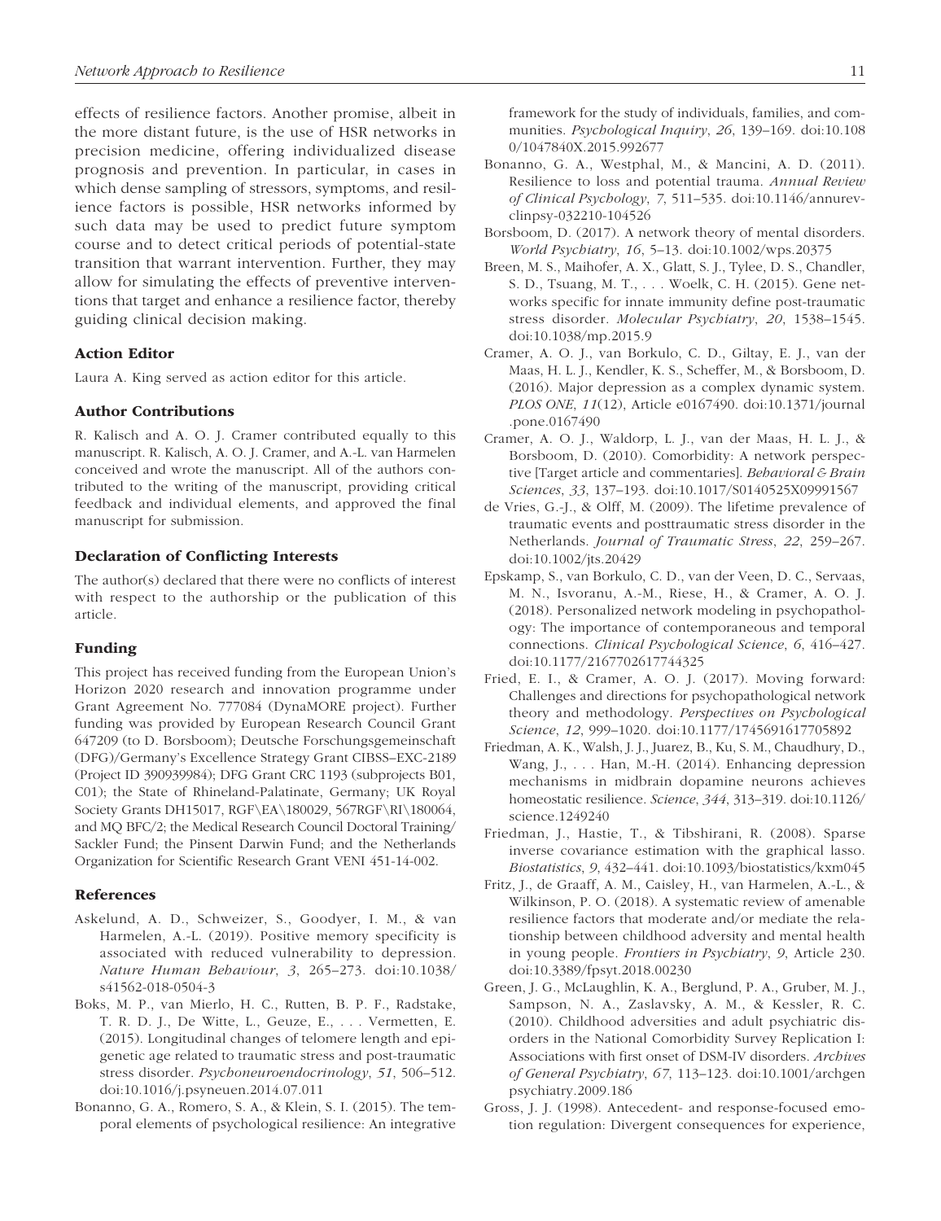effects of resilience factors. Another promise, albeit in the more distant future, is the use of HSR networks in precision medicine, offering individualized disease prognosis and prevention. In particular, in cases in which dense sampling of stressors, symptoms, and resilience factors is possible, HSR networks informed by such data may be used to predict future symptom course and to detect critical periods of potential-state transition that warrant intervention. Further, they may allow for simulating the effects of preventive interventions that target and enhance a resilience factor, thereby guiding clinical decision making.

### Action Editor

Laura A. King served as action editor for this article.

### Author Contributions

R. Kalisch and A. O. J. Cramer contributed equally to this manuscript. R. Kalisch, A. O. J. Cramer, and A.-L. van Harmelen conceived and wrote the manuscript. All of the authors contributed to the writing of the manuscript, providing critical feedback and individual elements, and approved the final manuscript for submission.

### Declaration of Conflicting Interests

The author(s) declared that there were no conflicts of interest with respect to the authorship or the publication of this article.

### Funding

This project has received funding from the European Union's Horizon 2020 research and innovation programme under Grant Agreement No. 777084 (DynaMORE project). Further funding was provided by European Research Council Grant 647209 (to D. Borsboom); Deutsche Forschungsgemeinschaft (DFG)/Germany's Excellence Strategy Grant CIBSS–EXC-2189 (Project ID 390939984); DFG Grant CRC 1193 (subprojects B01, C01); the State of Rhineland-Palatinate, Germany; UK Royal Society Grants DH15017, RGF\EA\180029, 567RGF\RI\180064, and MQ BFC/2; the Medical Research Council Doctoral Training/Sackler Fund; the Pinsent Darwin Fund; and the Netherlands Organization for Scientific Research Grant VENI 451-14-002.

### References

Askelund, A. D., Schweizer, S., Goodyer, I. M., & van Harmelen, A.-L. (2019). Positive memory specificity is associated with reduced vulnerability to depression. *Nature Human Behaviour*, *3*, 265–273. doi:10.1038/s41562-018-0504-3

Boks, M. P., van Mierlo, H. C., Rutten, B. P. F., Radstake, T. R. D. J., De Witte, L., Geuze, E., . . . Vermetten, E. (2015). Longitudinal changes of telomere length and epigenetic age related to traumatic stress and post-traumatic stress disorder. *Psychoneuroendocrinology*, *51*, 506–512. doi:10.1016/j.psyneuen.2014.07.011

Bonanno, G. A., Romero, S. A., & Klein, S. I. (2015). The temporal elements of psychological resilience: An integrative framework for the study of individuals, families, and communities. *Psychological Inquiry*, *26*, 139–169. doi:10.1080/1047840X.2015.992677

Bonanno, G. A., Westphal, M., & Mancini, A. D. (2011). Resilience to loss and potential trauma. *Annual Review of Clinical Psychology*, *7*, 511–535. doi:10.1146/annurev-clinpsy-032210-104526

Borsboom, D. (2017). A network theory of mental disorders. *World Psychiatry*, *16*, 5–13. doi:10.1002/wps.20375

Breen, M. S., Maihofer, A. X., Glatt, S. J., Tylee, D. S., Chandler, S. D., Tsuang, M. T., . . . Woelk, C. H. (2015). Gene networks specific for innate immunity define post-traumatic stress disorder. *Molecular Psychiatry*, *20*, 1538–1545. doi:10.1038/mp.2015.9

Cramer, A. O. J., van Borkulo, C. D., Giltay, E. J., van der Maas, H. L. J., Kendler, K. S., Scheffer, M., & Borsboom, D. (2016). Major depression as a complex dynamic system. *PLOS ONE*, *11*(12), Article e0167490. doi:10.1371/journal.pone.0167490

Cramer, A. O. J., Waldorp, L. J., van der Maas, H. L. J., & Borsboom, D. (2010). Comorbidity: A network perspective [Target article and commentaries]. *Behavioral & Brain Sciences*, *33*, 137–193. doi:10.1017/S0140525X09991567

de Vries, G.-J., & Olff, M. (2009). The lifetime prevalence of traumatic events and posttraumatic stress disorder in the Netherlands. *Journal of Traumatic Stress*, *22*, 259–267. doi:10.1002/jts.20429

Epskamp, S., van Borkulo, C. D., van der Veen, D. C., Servaas, M. N., Isvoranu, A.-M., Riese, H., & Cramer, A. O. J. (2018). Personalized network modeling in psychopathology: The importance of contemporaneous and temporal connections. *Clinical Psychological Science*, *6*, 416–427. doi:10.1177/2167702617744325

Fried, E. I., & Cramer, A. O. J. (2017). Moving forward: Challenges and directions for psychopathological network theory and methodology. *Perspectives on Psychological Science*, *12*, 999–1020. doi:10.1177/1745691617705892

Friedman, A. K., Walsh, J. J., Juarez, B., Ku, S. M., Chaudhury, D., Wang, J., . . . Han, M.-H. (2014). Enhancing depression mechanisms in midbrain dopamine neurons achieves homeostatic resilience. *Science*, *344*, 313–319. doi:10.1126/science.1249240

Friedman, J., Hastie, T., & Tibshirani, R. (2008). Sparse inverse covariance estimation with the graphical lasso. *Biostatistics*, *9*, 432–441. doi:10.1093/biostatistics/kxm045

Fritz, J., de Graaff, A. M., Caisley, H., van Harmelen, A.-L., & Wilkinson, P. O. (2018). A systematic review of amenable resilience factors that moderate and/or mediate the relationship between childhood adversity and mental health in young people. *Frontiers in Psychiatry*, *9*, Article 230. doi:10.3389/fpsyt.2018.00230

Green, J. G., McLaughlin, K. A., Berglund, P. A., Gruber, M. J., Sampson, N. A., Zaslavsky, A. M., & Kessler, R. C. (2010). Childhood adversities and adult psychiatric disorders in the National Comorbidity Survey Replication I: Associations with first onset of DSM-IV disorders. *Archives of General Psychiatry*, *67*, 113–123. doi:10.1001/archgenpsychiatry.2009.186

Gross, J. J. (1998). Antecedent- and response-focused emotion regulation: Divergent consequences for experience,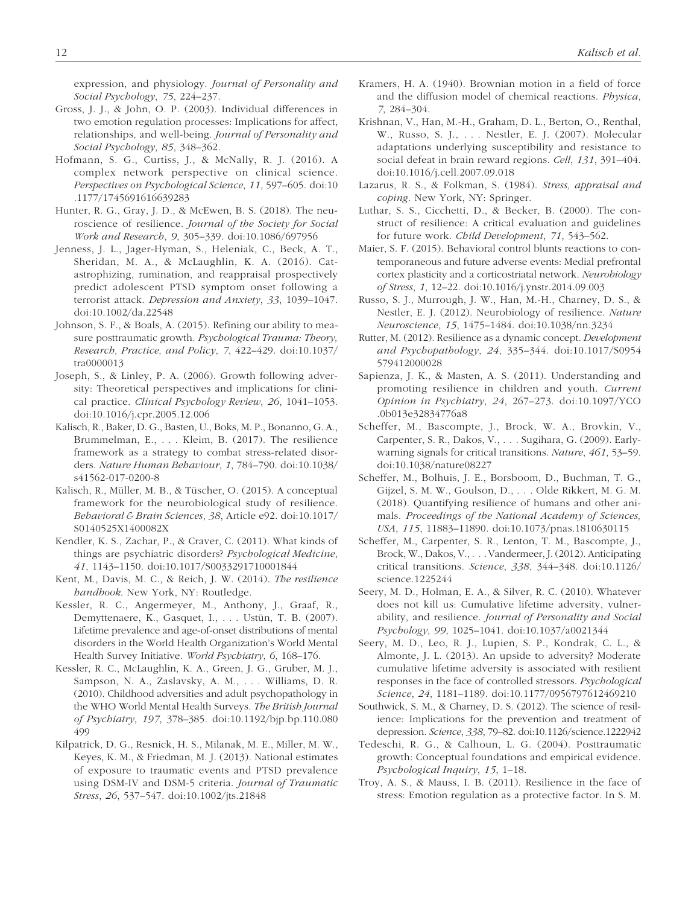expression, and physiology. *Journal of Personality and Social Psychology*, *75*, 224–237.

Gross, J. J., & John, O. P. (2003). Individual differences in two emotion regulation processes: Implications for affect, relationships, and well-being. *Journal of Personality and Social Psychology*, *85*, 348–362.

Hofmann, S. G., Curtiss, J., & McNally, R. J. (2016). A complex network perspective on clinical science. *Perspectives on Psychological Science*, *11*, 597–605. doi:10.1177/1745691616639283

Hunter, R. G., Gray, J. D., & McEwen, B. S. (2018). The neuroscience of resilience. *Journal of the Society for Social Work and Research*, *9*, 305–339. doi:10.1086/697956

Jenness, J. L., Jager-Hyman, S., Heleniak, C., Beck, A. T., Sheridan, M. A., & McLaughlin, K. A. (2016). Catastrophizing, rumination, and reappraisal prospectively predict adolescent PTSD symptom onset following a terrorist attack. *Depression and Anxiety*, *33*, 1039–1047. doi:10.1002/da.22548

Johnson, S. F., & Boals, A. (2015). Refining our ability to measure posttraumatic growth. *Psychological Trauma: Theory, Research, Practice, and Policy*, *7*, 422–429. doi:10.1037/tra0000013

Joseph, S., & Linley, P. A. (2006). Growth following adversity: Theoretical perspectives and implications for clinical practice. *Clinical Psychology Review*, *26*, 1041–1053. doi:10.1016/j.cpr.2005.12.006

Kalisch, R., Baker, D. G., Basten, U., Boks, M. P., Bonanno, G. A., Brummelman, E., . . . Kleim, B. (2017). The resilience framework as a strategy to combat stress-related disorders. *Nature Human Behaviour*, *1*, 784–790. doi:10.1038/s41562-017-0200-8

Kalisch, R., Müller, M. B., & Tüscher, O. (2015). A conceptual framework for the neurobiological study of resilience. *Behavioral & Brain Sciences*, *38*, Article e92. doi:10.1017/S0140525X1400082X

Kendler, K. S., Zachar, P., & Craver, C. (2011). What kinds of things are psychiatric disorders? *Psychological Medicine*, *41*, 1143–1150. doi:10.1017/S0033291710001844

Kent, M., Davis, M. C., & Reich, J. W. (2014). *The resilience handbook*. New York, NY: Routledge.

Kessler, R. C., Angermeyer, M., Anthony, J., Graaf, R., Demyttenaere, K., Gasquet, I., . . . Ustün, T. B. (2007). Lifetime prevalence and age-of-onset distributions of mental disorders in the World Health Organization's World Mental Health Survey Initiative. *World Psychiatry*, *6*, 168–176.

Kessler, R. C., McLaughlin, K. A., Green, J. G., Gruber, M. J., Sampson, N. A., Zaslavsky, A. M., . . . Williams, D. R. (2010). Childhood adversities and adult psychopathology in the WHO World Mental Health Surveys. *The British Journal of Psychiatry*, *197*, 378–385. doi:10.1192/bjp.bp.110.080499

Kilpatrick, D. G., Resnick, H. S., Milanak, M. E., Miller, M. W., Keyes, K. M., & Friedman, M. J. (2013). National estimates of exposure to traumatic events and PTSD prevalence using DSM-IV and DSM-5 criteria. *Journal of Traumatic Stress*, *26*, 537–547. doi:10.1002/jts.21848

Kramers, H. A. (1940). Brownian motion in a field of force and the diffusion model of chemical reactions. *Physica*, *7*, 284–304.

Krishnan, V., Han, M.-H., Graham, D. L., Berton, O., Renthal, W., Russo, S. J., . . . Nestler, E. J. (2007). Molecular adaptations underlying susceptibility and resistance to social defeat in brain reward regions. *Cell*, *131*, 391–404. doi:10.1016/j.cell.2007.09.018

Lazarus, R. S., & Folkman, S. (1984). *Stress, appraisal and coping*. New York, NY: Springer.

Luthar, S. S., Cicchetti, D., & Becker, B. (2000). The construct of resilience: A critical evaluation and guidelines for future work. *Child Development*, *71*, 543–562.

Maier, S. F. (2015). Behavioral control blunts reactions to contemporaneous and future adverse events: Medial prefrontal cortex plasticity and a corticostriatal network. *Neurobiology of Stress*, *1*, 12–22. doi:10.1016/j.ynstr.2014.09.003

Russo, S. J., Murrough, J. W., Han, M.-H., Charney, D. S., & Nestler, E. J. (2012). Neurobiology of resilience. *Nature Neuroscience*, *15*, 1475–1484. doi:10.1038/nn.3234

Rutter, M. (2012). Resilience as a dynamic concept. *Development and Psychopathology*, *24*, 335–344. doi:10.1017/S0954579412000028

Sapienza, J. K., & Masten, A. S. (2011). Understanding and promoting resilience in children and youth. *Current Opinion in Psychiatry*, *24*, 267–273. doi:10.1097/YCO.0b013e32834776a8

Scheffer, M., Bascompte, J., Brock, W. A., Brovkin, V., Carpenter, S. R., Dakos, V., . . . Sugihara, G. (2009). Early-warning signals for critical transitions. *Nature*, *461*, 53–59. doi:10.1038/nature08227

Scheffer, M., Bolhuis, J. E., Borsboom, D., Buchman, T. G., Gijzel, S. M. W., Goulson, D., . . . Olde Rikkert, M. G. M. (2018). Quantifying resilience of humans and other animals. *Proceedings of the National Academy of Sciences, USA*, *115*, 11883–11890. doi:10.1073/pnas.1810630115

Scheffer, M., Carpenter, S. R., Lenton, T. M., Bascompte, J., Brock, W., Dakos, V., . . . Vandermeer, J. (2012). Anticipating critical transitions. *Science*, *338*, 344–348. doi:10.1126/science.1225244

Seery, M. D., Holman, E. A., & Silver, R. C. (2010). Whatever does not kill us: Cumulative lifetime adversity, vulnerability, and resilience. *Journal of Personality and Social Psychology*, *99*, 1025–1041. doi:10.1037/a0021344

Seery, M. D., Leo, R. J., Lupien, S. P., Kondrak, C. L., & Almonte, J. L. (2013). An upside to adversity? Moderate cumulative lifetime adversity is associated with resilient responses in the face of controlled stressors. *Psychological Science*, *24*, 1181–1189. doi:10.1177/0956797612469210

Southwick, S. M., & Charney, D. S. (2012). The science of resilience: Implications for the prevention and treatment of depression. *Science*, *338*, 79–82. doi:10.1126/science.1222942

Tedeschi, R. G., & Calhoun, L. G. (2004). Posttraumatic growth: Conceptual foundations and empirical evidence. *Psychological Inquiry*, *15*, 1–18.

Troy, A. S., & Mauss, I. B. (2011). Resilience in the face of stress: Emotion regulation as a protective factor. In S. M.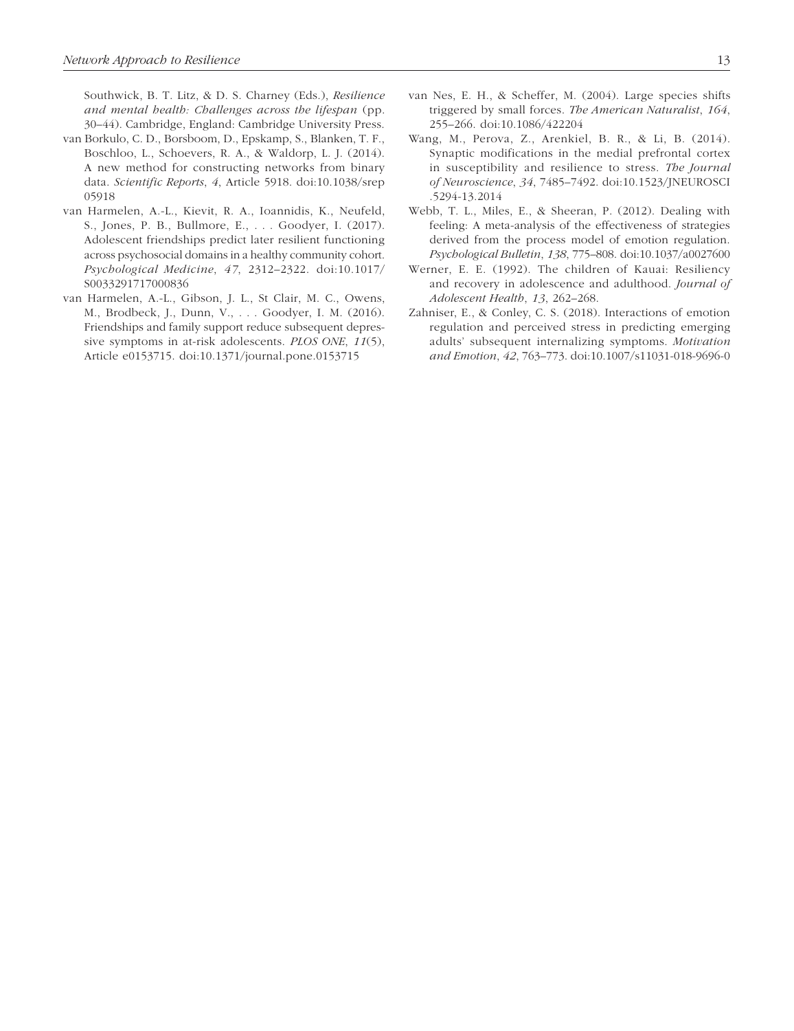Southwick, B. T. Litz, & D. S. Charney (Eds.), *Resilience and mental health: Challenges across the lifespan* (pp. 30–44). Cambridge, England: Cambridge University Press.

van Borkulo, C. D., Borsboom, D., Epskamp, S., Blanken, T. F., Boschloo, L., Schoevers, R. A., & Waldorp, L. J. (2014). A new method for constructing networks from binary data. *Scientific Reports*, *4*, Article 5918. doi:10.1038/srep05918

van Harmelen, A.-L., Kievit, R. A., Ioannidis, K., Neufeld, S., Jones, P. B., Bullmore, E., . . . Goodyer, I. (2017). Adolescent friendships predict later resilient functioning across psychosocial domains in a healthy community cohort. *Psychological Medicine*, *47*, 2312–2322. doi:10.1017/S0033291717000836

van Harmelen, A.-L., Gibson, J. L., St Clair, M. C., Owens, M., Brodbeck, J., Dunn, V., . . . Goodyer, I. M. (2016). Friendships and family support reduce subsequent depressive symptoms in at-risk adolescents. *PLOS ONE*, *11*(5), Article e0153715. doi:10.1371/journal.pone.0153715

van Nes, E. H., & Scheffer, M. (2004). Large species shifts triggered by small forces. *The American Naturalist*, *164*, 255–266. doi:10.1086/422204

Wang, M., Perova, Z., Arenkiel, B. R., & Li, B. (2014). Synaptic modifications in the medial prefrontal cortex in susceptibility and resilience to stress. *The Journal of Neuroscience*, *34*, 7485–7492. doi:10.1523/JNEUROSCI.5294-13.2014

Webb, T. L., Miles, E., & Sheeran, P. (2012). Dealing with feeling: A meta-analysis of the effectiveness of strategies derived from the process model of emotion regulation. *Psychological Bulletin*, *138*, 775–808. doi:10.1037/a0027600

Werner, E. E. (1992). The children of Kauai: Resiliency and recovery in adolescence and adulthood. *Journal of Adolescent Health*, *13*, 262–268.

Zahniser, E., & Conley, C. S. (2018). Interactions of emotion regulation and perceived stress in predicting emerging adults' subsequent internalizing symptoms. *Motivation and Emotion*, *42*, 763–773. doi:10.1007/s11031-018-9696-0